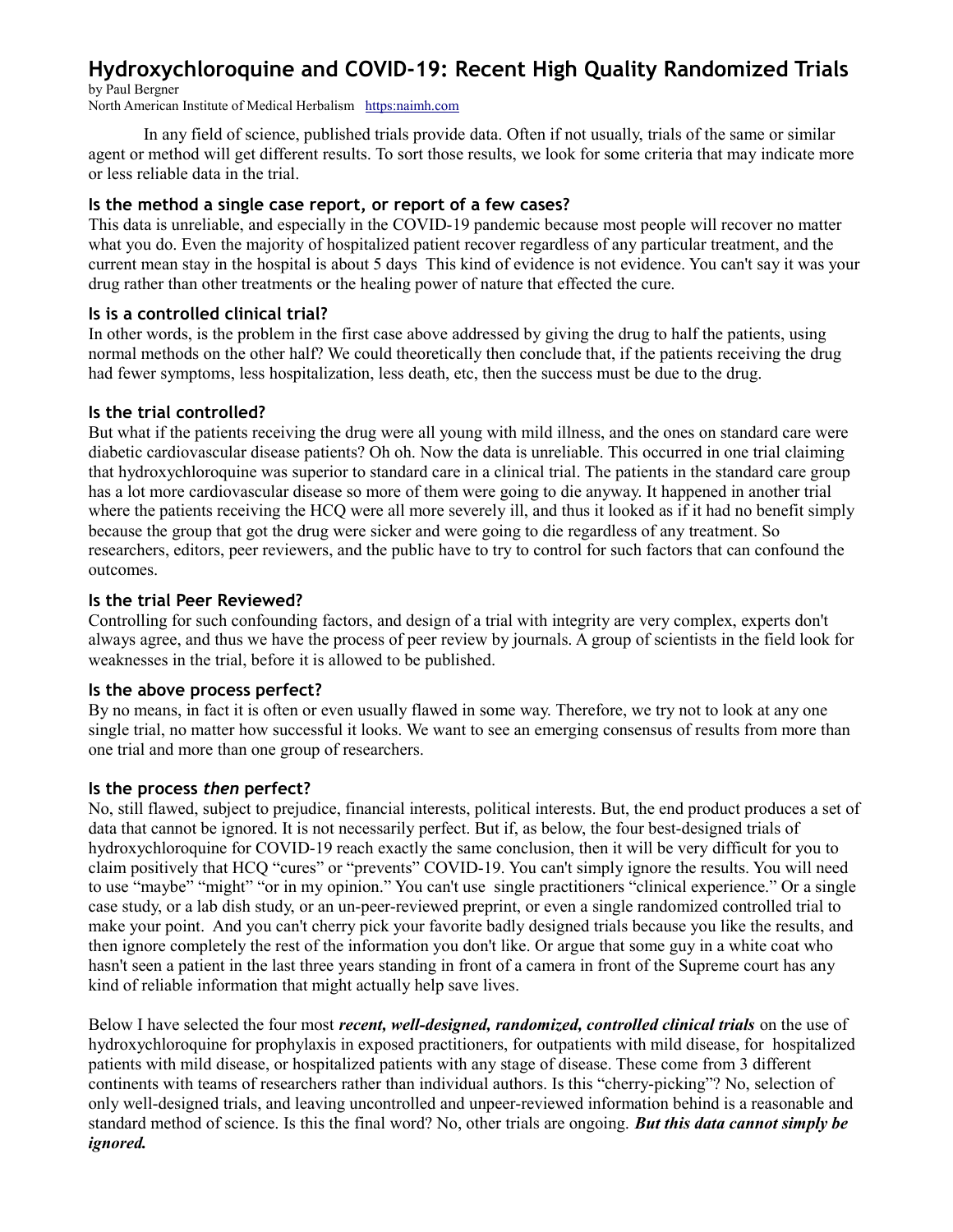# Hydroxychloroquine and COVID-19: Recent High Quality Randomized Trials

by Paul Bergner
North American Institute of Medical Herbalism https:naimh.com

In any field of science, published trials provide data. Often if not usually, trials of the same or similar agent or method will get different results. To sort those results, we look for some criteria that may indicate more or less reliable data in the trial.

### Is the method a single case report, or report of a few cases?

This data is unreliable, and especially in the COVID-19 pandemic because most people will recover no matter what you do. Even the majority of hospitalized patient recover regardless of any particular treatment, and the current mean stay in the hospital is about 5 days This kind of evidence is not evidence. You can't say it was your drug rather than other treatments or the healing power of nature that effected the cure.

### Is is a controlled clinical trial?

In other words, is the problem in the first case above addressed by giving the drug to half the patients, using normal methods on the other half? We could theoretically then conclude that, if the patients receiving the drug had fewer symptoms, less hospitalization, less death, etc, then the success must be due to the drug.

### Is the trial controlled?

But what if the patients receiving the drug were all young with mild illness, and the ones on standard care were diabetic cardiovascular disease patients? Oh oh. Now the data is unreliable. This occurred in one trial claiming that hydroxychloroquine was superior to standard care in a clinical trial. The patients in the standard care group has a lot more cardiovascular disease so more of them were going to die anyway. It happened in another trial where the patients receiving the HCQ were all more severely ill, and thus it looked as if it had no benefit simply because the group that got the drug were sicker and were going to die regardless of any treatment. So researchers, editors, peer reviewers, and the public have to try to control for such factors that can confound the outcomes.

### Is the trial Peer Reviewed?

Controlling for such confounding factors, and design of a trial with integrity are very complex, experts don't always agree, and thus we have the process of peer review by journals. A group of scientists in the field look for weaknesses in the trial, before it is allowed to be published.

### Is the above process perfect?

By no means, in fact it is often or even usually flawed in some way. Therefore, we try not to look at any one single trial, no matter how successful it looks. We want to see an emerging consensus of results from more than one trial and more than one group of researchers.

### Is the process *then* perfect?

No, still flawed, subject to prejudice, financial interests, political interests. But, the end product produces a set of data that cannot be ignored. It is not necessarily perfect. But if, as below, the four best-designed trials of hydroxychloroquine for COVID-19 reach exactly the same conclusion, then it will be very difficult for you to claim positively that HCQ "cures" or "prevents" COVID-19. You can't simply ignore the results. You will need to use "maybe" "might" "or in my opinion." You can't use single practitioners "clinical experience." Or a single case study, or a lab dish study, or an un-peer-reviewed preprint, or even a single randomized controlled trial to make your point. And you can't cherry pick your favorite badly designed trials because you like the results, and then ignore completely the rest of the information you don't like. Or argue that some guy in a white coat who hasn't seen a patient in the last three years standing in front of a camera in front of the Supreme court has any kind of reliable information that might actually help save lives.

Below I have selected the four most ***recent, well-designed, randomized, controlled clinical trials*** on the use of hydroxychloroquine for prophylaxis in exposed practitioners, for outpatients with mild disease, for hospitalized patients with mild disease, or hospitalized patients with any stage of disease. These come from 3 different continents with teams of researchers rather than individual authors. Is this "cherry-picking"? No, selection of only well-designed trials, and leaving uncontrolled and unpeer-reviewed information behind is a reasonable and standard method of science. Is this the final word? No, other trials are ongoing. ***But this data cannot simply be ignored.***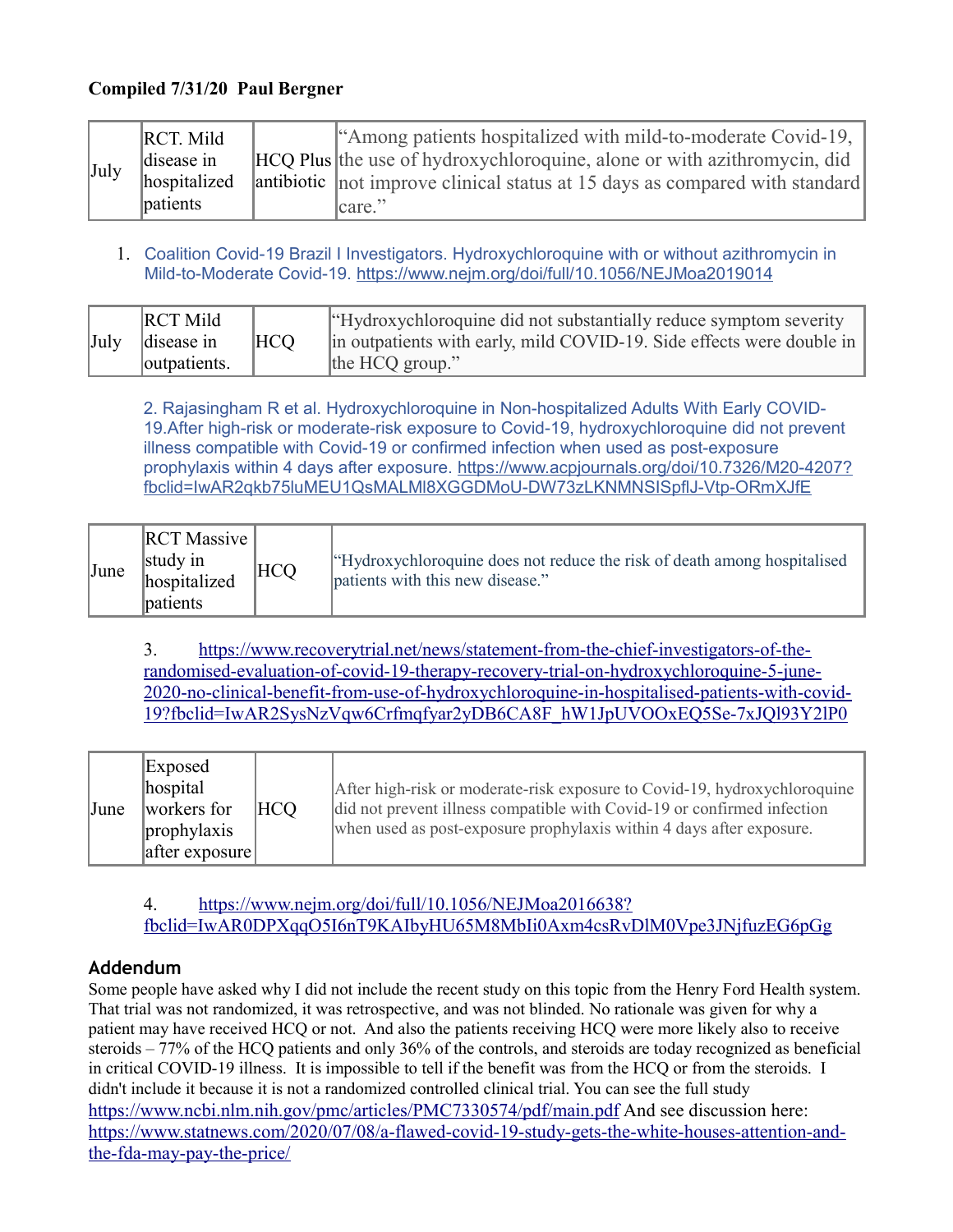**Compiled 7/31/20 Paul Bergner**

| | | | |
|---|---|---|---|
| July | RCT. Mild disease in hospitalized patients | HCQ Plus antibiotic | "Among patients hospitalized with mild-to-moderate Covid-19, the use of hydroxychloroquine, alone or with azithromycin, did not improve clinical status at 15 days as compared with standard care." |

1. Coalition Covid-19 Brazil I Investigators. Hydroxychloroquine with or without azithromycin in Mild-to-Moderate Covid-19. https://www.nejm.org/doi/full/10.1056/NEJMoa2019014

| | | | |
|---|---|---|---|
| July | RCT Mild disease in outpatients. | HCQ | "Hydroxychloroquine did not substantially reduce symptom severity in outpatients with early, mild COVID-19. Side effects were double in the HCQ group." |

2. Rajasingham R et al. Hydroxychloroquine in Non-hospitalized Adults With Early COVID-19.After high-risk or moderate-risk exposure to Covid-19, hydroxychloroquine did not prevent illness compatible with Covid-19 or confirmed infection when used as post-exposure prophylaxis within 4 days after exposure. https://www.acpjournals.org/doi/10.7326/M20-4207?fbclid=IwAR2qkb75luMEU1QsMALMl8XGGDMoU-DW73zLKNMNSISpflJ-Vtp-ORmXJfE

| | | | |
|---|---|---|---|
| June | RCT Massive study in hospitalized patients | HCQ | "Hydroxychloroquine does not reduce the risk of death among hospitalised patients with this new disease." |

3. https://www.recoverytrial.net/news/statement-from-the-chief-investigators-of-the-randomised-evaluation-of-covid-19-therapy-recovery-trial-on-hydroxychloroquine-5-june-2020-no-clinical-benefit-from-use-of-hydroxychloroquine-in-hospitalised-patients-with-covid-19?fbclid=IwAR2SysNzVqw6Crfmqfyar2yDB6CA8F_hW1JpUVOOxEQ5Se-7xJQl93Y2lP0

| | | | |
|---|---|---|---|
| June | Exposed hospital workers for prophylaxis after exposure | HCQ | After high-risk or moderate-risk exposure to Covid-19, hydroxychloroquine did not prevent illness compatible with Covid-19 or confirmed infection when used as post-exposure prophylaxis within 4 days after exposure. |

4. https://www.nejm.org/doi/full/10.1056/NEJMoa2016638?fbclid=IwAR0DPXqqO5I6nT9KAIbyHU65M8MbIi0Axm4csRvDlM0Vpe3JNjfuzEG6pGg

## Addendum

Some people have asked why I did not include the recent study on this topic from the Henry Ford Health system. That trial was not randomized, it was retrospective, and was not blinded. No rationale was given for why a patient may have received HCQ or not. And also the patients receiving HCQ were more likely also to receive steroids – 77% of the HCQ patients and only 36% of the controls, and steroids are today recognized as beneficial in critical COVID-19 illness. It is impossible to tell if the benefit was from the HCQ or from the steroids. I didn't include it because it is not a randomized controlled clinical trial. You can see the full study https://www.ncbi.nlm.nih.gov/pmc/articles/PMC7330574/pdf/main.pdf And see discussion here: https://www.statnews.com/2020/07/08/a-flawed-covid-19-study-gets-the-white-houses-attention-and-the-fda-may-pay-the-price/